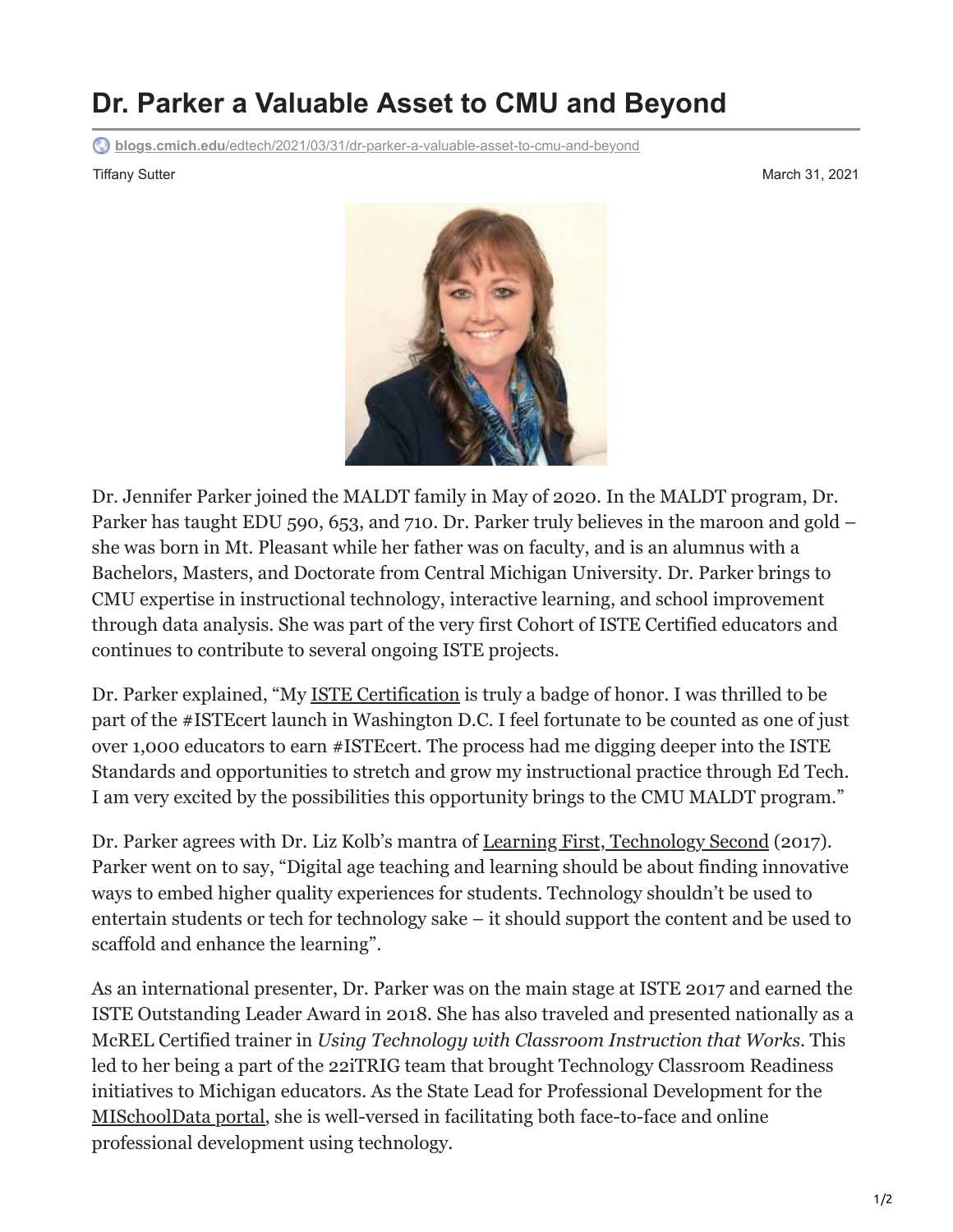# Dr. Parker a Valuable Asset to CMU and Beyond

blogs.cmich.edu/edtech/2021/03/31/dr-parker-a-valuable-asset-to-cmu-and-beyond

Tiffany Sutter

March 31, 2021

Dr. Jennifer Parker joined the MALDT family in May of 2020. In the MALDT program, Dr. Parker has taught EDU 590, 653, and 710. Dr. Parker truly believes in the maroon and gold – she was born in Mt. Pleasant while her father was on faculty, and is an alumnus with a Bachelors, Masters, and Doctorate from Central Michigan University. Dr. Parker brings to CMU expertise in instructional technology, interactive learning, and school improvement through data analysis. She was part of the very first Cohort of ISTE Certified educators and continues to contribute to several ongoing ISTE projects.

Dr. Parker explained, "My ISTE Certification is truly a badge of honor. I was thrilled to be part of the #ISTEcert launch in Washington D.C. I feel fortunate to be counted as one of just over 1,000 educators to earn #ISTEcert. The process had me digging deeper into the ISTE Standards and opportunities to stretch and grow my instructional practice through Ed Tech. I am very excited by the possibilities this opportunity brings to the CMU MALDT program."

Dr. Parker agrees with Dr. Liz Kolb's mantra of Learning First, Technology Second (2017). Parker went on to say, "Digital age teaching and learning should be about finding innovative ways to embed higher quality experiences for students. Technology shouldn't be used to entertain students or tech for technology sake – it should support the content and be used to scaffold and enhance the learning".

As an international presenter, Dr. Parker was on the main stage at ISTE 2017 and earned the ISTE Outstanding Leader Award in 2018. She has also traveled and presented nationally as a McREL Certified trainer in *Using Technology with Classroom Instruction that Works*. This led to her being a part of the 22iTRIG team that brought Technology Classroom Readiness initiatives to Michigan educators. As the State Lead for Professional Development for the MISchoolData portal, she is well-versed in facilitating both face-to-face and online professional development using technology.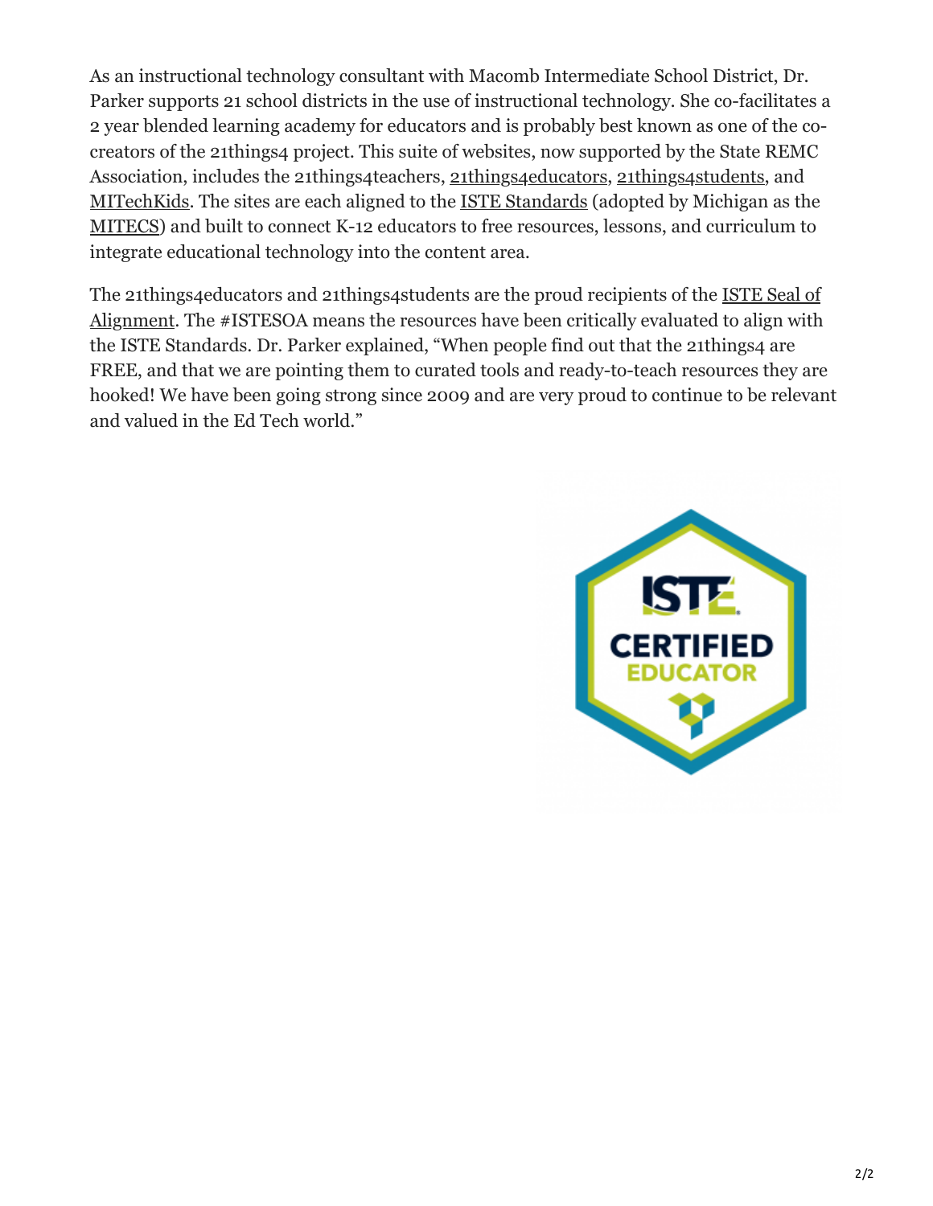As an instructional technology consultant with Macomb Intermediate School District, Dr. Parker supports 21 school districts in the use of instructional technology. She co-facilitates a 2 year blended learning academy for educators and is probably best known as one of the co-creators of the 21things4 project. This suite of websites, now supported by the State REMC Association, includes the 21things4teachers, 21things4educators, 21things4students, and MITechKids. The sites are each aligned to the ISTE Standards (adopted by Michigan as the MITECS) and built to connect K-12 educators to free resources, lessons, and curriculum to integrate educational technology into the content area.

The 21things4educators and 21things4students are the proud recipients of the ISTE Seal of Alignment. The #ISTESOA means the resources have been critically evaluated to align with the ISTE Standards. Dr. Parker explained, "When people find out that the 21things4 are FREE, and that we are pointing them to curated tools and ready-to-teach resources they are hooked! We have been going strong since 2009 and are very proud to continue to be relevant and valued in the Ed Tech world."